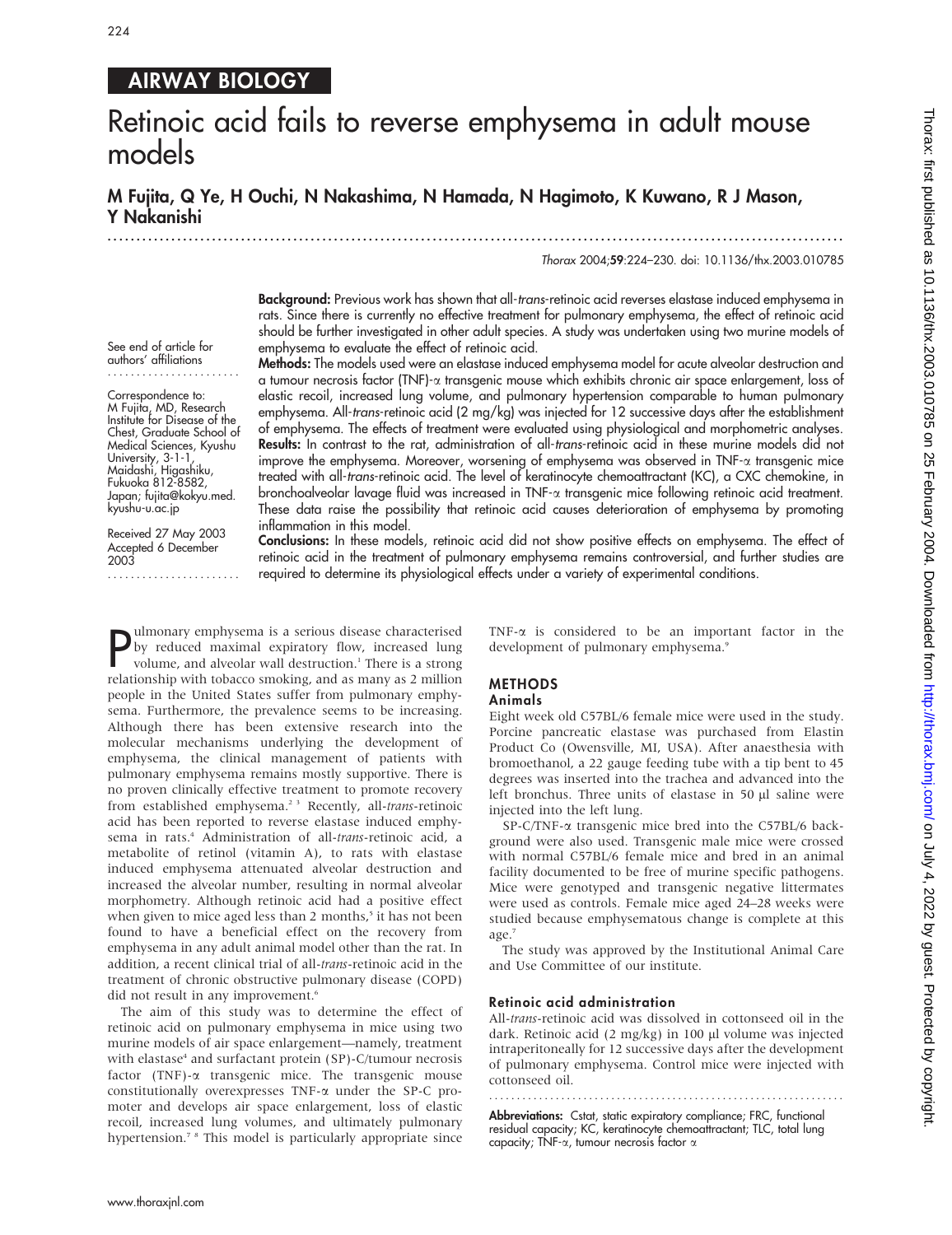AIRWAY BIOLOGY

# Retinoic acid fails to reverse emphysema in adult mouse models

**M Fujita, Q Ye, H Ouchi, N Nakashima, N Hamada, N Hagimoto, K Kuwano, R J Mason, Y Nakanishi**

*Thorax* 2004;**59**:224–230. doi: 10.1136/thx.2003.010785

See end of article for authors' affiliations

Correspondence to: M Fujita, MD, Research Institute for Disease of the Chest, Graduate School of Medical Sciences, Kyushu University, 3-1-1, Maidashi, Higashiku, Fukuoka 812-8582, Japan; fujita@kokyu.med.kyushu-u.ac.jp

Received 27 May 2003
Accepted 6 December 2003

**Background:** Previous work has shown that all-*trans*-retinoic acid reverses elastase induced emphysema in rats. Since there is currently no effective treatment for pulmonary emphysema, the effect of retinoic acid should be further investigated in other adult species. A study was undertaken using two murine models of emphysema to evaluate the effect of retinoic acid.

**Methods:** The models used were an elastase induced emphysema model for acute alveolar destruction and a tumour necrosis factor (TNF)-α transgenic mouse which exhibits chronic air space enlargement, loss of elastic recoil, increased lung volume, and pulmonary hypertension comparable to human pulmonary emphysema. All-*trans*-retinoic acid (2 mg/kg) was injected for 12 successive days after the establishment of emphysema. The effects of treatment were evaluated using physiological and morphometric analyses.

**Results:** In contrast to the rat, administration of all-*trans*-retinoic acid in these murine models did not improve the emphysema. Moreover, worsening of emphysema was observed in TNF-α transgenic mice treated with all-*trans*-retinoic acid. The level of keratinocyte chemoattractant (KC), a CXC chemokine, in bronchoalveolar lavage fluid was increased in TNF-α transgenic mice following retinoic acid treatment. These data raise the possibility that retinoic acid causes deterioration of emphysema by promoting inflammation in this model.

**Conclusions:** In these models, retinoic acid did not show positive effects on emphysema. The effect of retinoic acid in the treatment of pulmonary emphysema remains controversial, and further studies are required to determine its physiological effects under a variety of experimental conditions.

Pulmonary emphysema is a serious disease characterised by reduced maximal expiratory flow, increased lung volume, and alveolar wall destruction.[1] There is a strong relationship with tobacco smoking, and as many as 2 million people in the United States suffer from pulmonary emphysema. Furthermore, the prevalence seems to be increasing. Although there has been extensive research into the molecular mechanisms underlying the development of emphysema, the clinical management of patients with pulmonary emphysema remains mostly supportive. There is no proven clinically effective treatment to promote recovery from established emphysema.[2,3] Recently, all-*trans*-retinoic acid has been reported to reverse elastase induced emphysema in rats.[4] Administration of all-*trans*-retinoic acid, a metabolite of retinol (vitamin A), to rats with elastase induced emphysema attenuated alveolar destruction and increased the alveolar number, resulting in normal alveolar morphometry. Although retinoic acid had a positive effect when given to mice aged less than 2 months,[5] it has not been found to have a beneficial effect on the recovery from emphysema in any adult animal model other than the rat. In addition, a recent clinical trial of all-*trans*-retinoic acid in the treatment of chronic obstructive pulmonary disease (COPD) did not result in any improvement.[6]

The aim of this study was to determine the effect of retinoic acid on pulmonary emphysema in mice using two murine models of air space enlargement—namely, treatment with elastase[4] and surfactant protein (SP)-C/tumour necrosis factor (TNF)-α transgenic mice. The transgenic mouse constitutionally overexpresses TNF-α under the SP-C promoter and develops air space enlargement, loss of elastic recoil, increased lung volumes, and ultimately pulmonary hypertension.[7,8] This model is particularly appropriate since TNF-α is considered to be an important factor in the development of pulmonary emphysema.[9]

## METHODS

### Animals

Eight week old C57BL/6 female mice were used in the study. Porcine pancreatic elastase was purchased from Elastin Product Co (Owensville, MI, USA). After anaesthesia with bromoethanol, a 22 gauge feeding tube with a tip bent to 45 degrees was inserted into the trachea and advanced into the left bronchus. Three units of elastase in 50 μl saline were injected into the left lung.

SP-C/TNF-α transgenic mice bred into the C57BL/6 background were also used. Transgenic male mice were crossed with normal C57BL/6 female mice and bred in an animal facility documented to be free of murine specific pathogens. Mice were genotyped and transgenic negative littermates were used as controls. Female mice aged 24–28 weeks were studied because emphysematous change is complete at this age.[7]

The study was approved by the Institutional Animal Care and Use Committee of our institute.

### Retinoic acid administration

All-*trans*-retinoic acid was dissolved in cottonseed oil in the dark. Retinoic acid (2 mg/kg) in 100 μl volume was injected intraperitoneally for 12 successive days after the development of pulmonary emphysema. Control mice were injected with cottonseed oil.

**Abbreviations:** Cstat, static expiratory compliance; FRC, functional residual capacity; KC, keratinocyte chemoattractant; TLC, total lung capacity; TNF-α, tumour necrosis factor α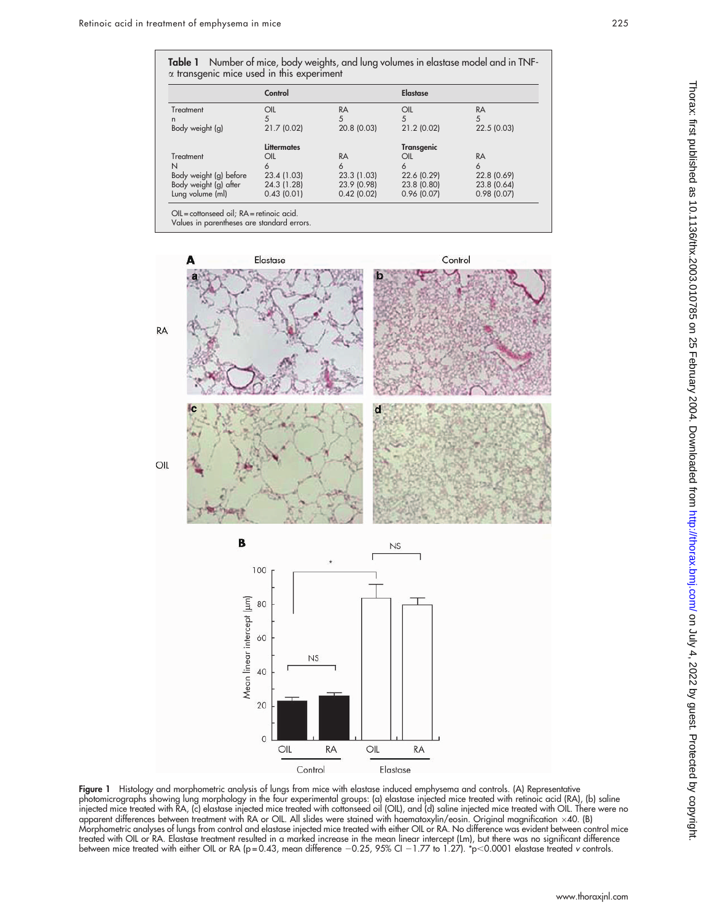**Table 1** Number of mice, body weights, and lung volumes in elastase model and in TNF-α transgenic mice used in this experiment

| | Control | | Elastase | |
|---|---|---|---|---|
| Treatment | OIL | RA | OIL | RA |
| n | 5 | 5 | 5 | 5 |
| Body weight (g) | 21.7 (0.02) | 20.8 (0.03) | 21.2 (0.02) | 22.5 (0.03) |
| | **Littermates** | | **Transgenic** | |
| Treatment | OIL | RA | OIL | RA |
| N | 6 | 6 | 6 | 6 |
| Body weight (g) before | 23.4 (1.03) | 23.3 (1.03) | 22.6 (0.29) | 22.8 (0.69) |
| Body weight (g) after | 24.3 (1.28) | 23.9 (0.98) | 23.8 (0.80) | 23.8 (0.64) |
| Lung volume (ml) | 0.43 (0.01) | 0.42 (0.02) | 0.96 (0.07) | 0.98 (0.07) |

OIL = cottonseed oil; RA = retinoic acid.
Values in parentheses are standard errors.

A
Elastase
Control
a
b
c
d
RA
OIL

B
Mean linear intercept (µm)
100
80
60
40
20
0
NS
NS
*
OIL
RA
OIL
RA
Control
Elastase

**Figure 1** Histology and morphometric analysis of lungs from mice with elastase induced emphysema and controls. (A) Representative photomicrographs showing lung morphology in the four experimental groups: (a) elastase injected mice treated with retinoic acid (RA), (b) saline injected mice treated with RA, (c) elastase injected mice treated with cottonseed oil (OIL), and (d) saline injected mice treated with OIL. There were no apparent differences between treatment with RA or OIL. All slides were stained with haematoxylin/eosin. Original magnification ×40. (B) Morphometric analyses of lungs from control and elastase injected mice treated with either OIL or RA. Elastase treatment resulted in a marked increase in the mean linear intercept (Lm), but there was no significant difference between mice treated with either OIL or RA (p = 0.43, mean difference −0.25, 95% CI −1.77 to 1.27). *p<0.0001 elastase treated *v* controls.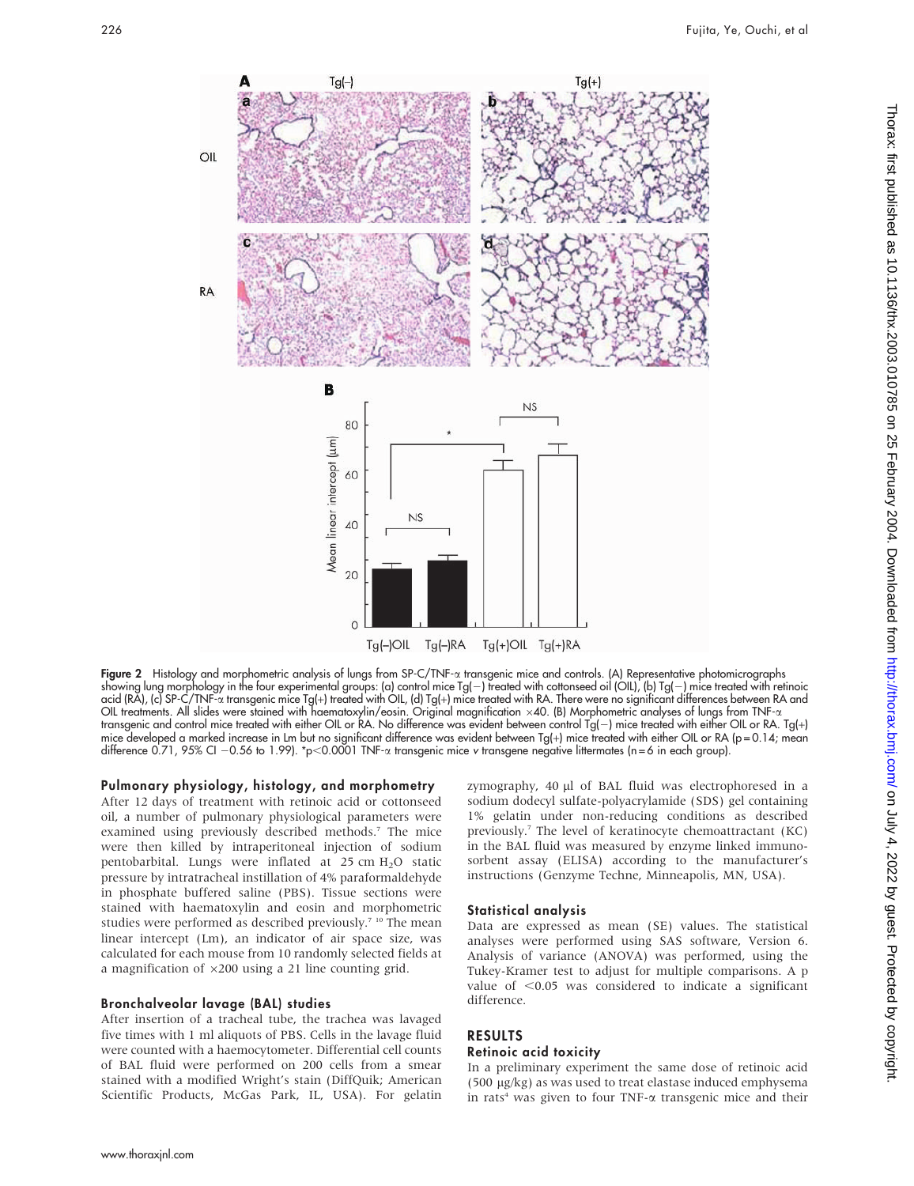A Tg(–) Tg(+)

OIL

RA

a b c d

B

Mean linear intercept (μm)

80

60

40

20

0

NS

*

NS

Tg(–)OIL Tg(–)RA Tg(+)OIL Tg(+)RA

**Figure 2** Histology and morphometric analysis of lungs from SP-C/TNF-α transgenic mice and controls. (A) Representative photomicrographs showing lung morphology in the four experimental groups: (a) control mice Tg(–) treated with cottonseed oil (OIL), (b) Tg(–) mice treated with retinoic acid (RA), (c) SP-C/TNF-α transgenic mice Tg(+) treated with OIL, (d) Tg(+) mice treated with RA. There were no significant differences between RA and OIL treatments. All slides were stained with haematoxylin/eosin. Original magnification ×40. (B) Morphometric analyses of lungs from TNF-α transgenic and control mice treated with either OIL or RA. No difference was evident between control Tg(–) mice treated with either OIL or RA. Tg(+) mice developed a marked increase in Lm but no significant difference was evident between Tg(+) mice treated with either OIL or RA ($p = 0.14$; mean difference 0.71, 95% CI –0.56 to 1.99). *$p < 0.0001$ TNF-α transgenic mice *v* transgene negative littermates ($n = 6$ in each group).

### Pulmonary physiology, histology, and morphometry

After 12 days of treatment with retinoic acid or cottonseed oil, a number of pulmonary physiological parameters were examined using previously described methods.[7] The mice were then killed by intraperitoneal injection of sodium pentobarbital. Lungs were inflated at 25 cm $H_2O$ static pressure by intratracheal instillation of 4% paraformaldehyde in phosphate buffered saline (PBS). Tissue sections were stained with haematoxylin and eosin and morphometric studies were performed as described previously.[7,10] The mean linear intercept (Lm), an indicator of air space size, was calculated for each mouse from 10 randomly selected fields at a magnification of ×200 using a 21 line counting grid.

### Bronchalveolar lavage (BAL) studies

After insertion of a tracheal tube, the trachea was lavaged five times with 1 ml aliquots of PBS. Cells in the lavage fluid were counted with a haemocytometer. Differential cell counts of BAL fluid were performed on 200 cells from a smear stained with a modified Wright's stain (DiffQuik; American Scientific Products, McGas Park, IL, USA). For gelatin zymography, 40 μl of BAL fluid was electrophoresed in a sodium dodecyl sulfate-polyacrylamide (SDS) gel containing 1% gelatin under non-reducing conditions as described previously.[7] The level of keratinocyte chemoattractant (KC) in the BAL fluid was measured by enzyme linked immunosorbent assay (ELISA) according to the manufacturer's instructions (Genzyme Techne, Minneapolis, MN, USA).

### Statistical analysis

Data are expressed as mean (SE) values. The statistical analyses were performed using SAS software, Version 6. Analysis of variance (ANOVA) was performed, using the Tukey-Kramer test to adjust for multiple comparisons. A p value of $<0.05$ was considered to indicate a significant difference.

## RESULTS

### Retinoic acid toxicity

In a preliminary experiment the same dose of retinoic acid (500 μg/kg) as was used to treat elastase induced emphysema in rats[4] was given to four TNF-α transgenic mice and their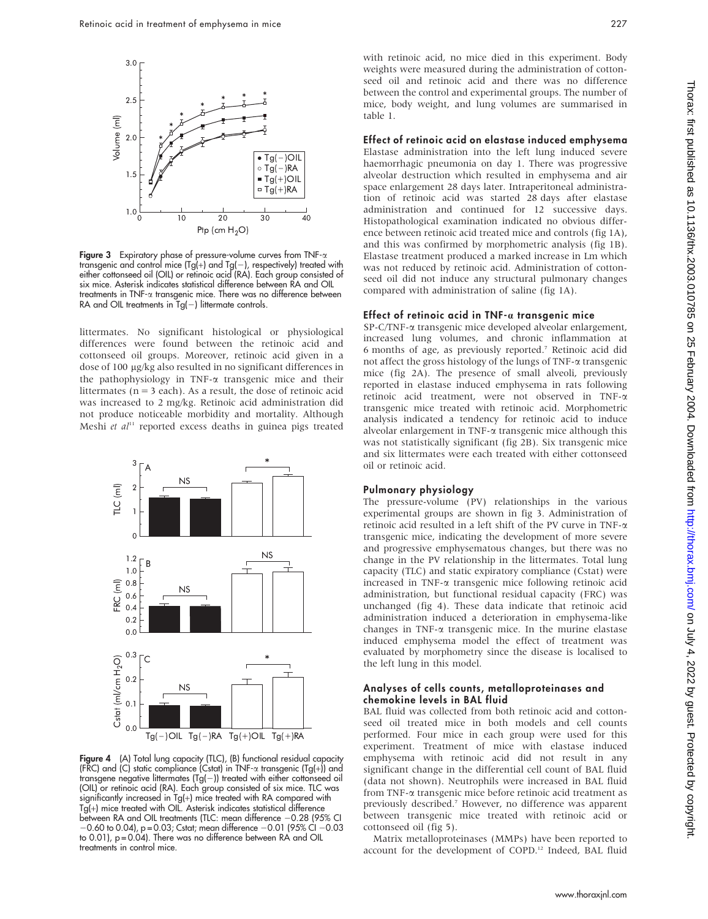3.0
2.5
2.0
1.5
1.0
Volume (ml)
0
10
20
30
40
Ptp (cm $H_2O$)
* * * * * * *
• Tg(−)OIL
○ Tg(−)RA
■ Tg(+)OIL
□ Tg(+)RA

**Figure 3** Expiratory phase of pressure-volume curves from TNF-α transgenic and control mice (Tg(+) and Tg(−), respectively) treated with either cottonseed oil (OIL) or retinoic acid (RA). Each group consisted of six mice. Asterisk indicates statistical difference between RA and OIL treatments in TNF-α transgenic mice. There was no difference between RA and OIL treatments in Tg(−) littermate controls.

littermates. No significant histological or physiological differences were found between the retinoic acid and cottonseed oil groups. Moreover, retinoic acid given in a dose of 100 µg/kg also resulted in no significant differences in the pathophysiology in TNF-α transgenic mice and their littermates (n = 3 each). As a result, the dose of retinoic acid was increased to 2 mg/kg. Retinoic acid administration did not produce noticeable morbidity and mortality. Although Meshi *et al*[11] reported excess deaths in guinea pigs treated with retinoic acid, no mice died in this experiment. Body weights were measured during the administration of cottonseed oil and retinoic acid and there was no difference between the control and experimental groups. The number of mice, body weight, and lung volumes are summarised in table 1.

A
TLC (ml)
3
2
1
0
NS
*

B
FRC (ml)
1.2
1.0
0.8
0.6
0.4
0.2
0.0
NS
NS

C
Cstat (ml/cm $H_2O$)
0.3
0.2
0.1
0.0
NS
*
Tg(−)OIL Tg(−)RA Tg(+)OIL Tg(+)RA

**Figure 4** (A) Total lung capacity (TLC), (B) functional residual capacity (FRC) and (C) static compliance (Cstat) in TNF-α transgenic (Tg(+)) and transgene negative littermates (Tg(−)) treated with either cottonseed oil (OIL) or retinoic acid (RA). Each group consisted of six mice. TLC was significantly increased in Tg(+) mice treated with RA compared with Tg(+) mice treated with OIL. Asterisk indicates statistical difference between RA and OIL treatments (TLC: mean difference −0.28 (95% CI −0.60 to 0.04), p = 0.03; Cstat; mean difference −0.01 (95% CI −0.03 to 0.01), p = 0.04). There was no difference between RA and OIL treatments in control mice.

## Effect of retinoic acid on elastase induced emphysema

Elastase administration into the left lung induced severe haemorrhagic pneumonia on day 1. There was progressive alveolar destruction which resulted in emphysema and air space enlargement 28 days later. Intraperitoneal administration of retinoic acid was started 28 days after elastase administration and continued for 12 successive days. Histopathological examination indicated no obvious difference between retinoic acid treated mice and controls (fig 1A), and this was confirmed by morphometric analysis (fig 1B). Elastase treatment produced a marked increase in Lm which was not reduced by retinoic acid. Administration of cottonseed oil did not induce any structural pulmonary changes compared with administration of saline (fig 1A).

## Effect of retinoic acid in TNF-α transgenic mice

SP-C/TNF-α transgenic mice developed alveolar enlargement, increased lung volumes, and chronic inflammation at 6 months of age, as previously reported.[7] Retinoic acid did not affect the gross histology of the lungs of TNF-α transgenic mice (fig 2A). The presence of small alveoli, previously reported in elastase induced emphysema in rats following retinoic acid treatment, were not observed in TNF-α transgenic mice treated with retinoic acid. Morphometric analysis indicated a tendency for retinoic acid to induce alveolar enlargement in TNF-α transgenic mice although this was not statistically significant (fig 2B). Six transgenic mice and six littermates were each treated with either cottonseed oil or retinoic acid.

## Pulmonary physiology

The pressure-volume (PV) relationships in the various experimental groups are shown in fig 3. Administration of retinoic acid resulted in a left shift of the PV curve in TNF-α transgenic mice, indicating the development of more severe and progressive emphysematous changes, but there was no change in the PV relationship in the littermates. Total lung capacity (TLC) and static expiratory compliance (Cstat) were increased in TNF-α transgenic mice following retinoic acid administration, but functional residual capacity (FRC) was unchanged (fig 4). These data indicate that retinoic acid administration induced a deterioration in emphysema-like changes in TNF-α transgenic mice. In the murine elastase induced emphysema model the effect of treatment was evaluated by morphometry since the disease is localised to the left lung in this model.

## Analyses of cells counts, metalloproteinases and chemokine levels in BAL fluid

BAL fluid was collected from both retinoic acid and cottonseed oil treated mice in both models and cell counts performed. Four mice in each group were used for this experiment. Treatment of mice with elastase induced emphysema with retinoic acid did not result in any significant change in the differential cell count of BAL fluid (data not shown). Neutrophils were increased in BAL fluid from TNF-α transgenic mice before retinoic acid treatment as previously described.[7] However, no difference was apparent between transgenic mice treated with retinoic acid or cottonseed oil (fig 5).

Matrix metalloproteinases (MMPs) have been reported to account for the development of COPD.[12] Indeed, BAL fluid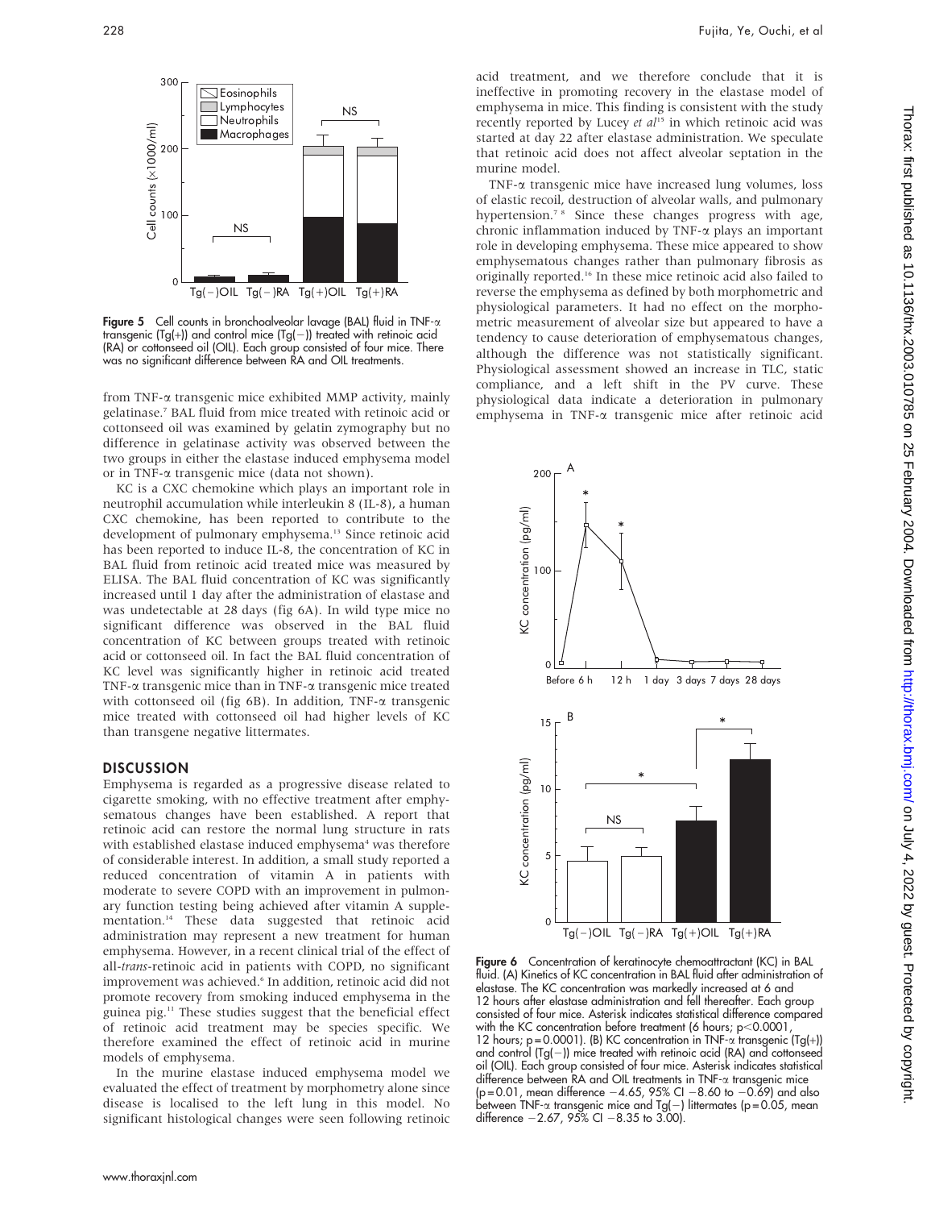300

Eosinophils
Lymphocytes
Neutrophils
Macrophages

NS

200

Cell counts (×1000/ml)

100

NS

0

Tg(−)OIL Tg(−)RA Tg(+)OIL Tg(+)RA

**Figure 5** Cell counts in bronchoalveolar lavage (BAL) fluid in TNF-α transgenic (Tg(+)) and control mice (Tg(−)) treated with retinoic acid (RA) or cottonseed oil (OIL). Each group consisted of four mice. There was no significant difference between RA and OIL treatments.

from TNF-α transgenic mice exhibited MMP activity, mainly gelatinase.[7] BAL fluid from mice treated with retinoic acid or cottonseed oil was examined by gelatin zymography but no difference in gelatinase activity was observed between the two groups in either the elastase induced emphysema model or in TNF-α transgenic mice (data not shown).

KC is a CXC chemokine which plays an important role in neutrophil accumulation while interleukin 8 (IL-8), a human CXC chemokine, has been reported to contribute to the development of pulmonary emphysema.[13] Since retinoic acid has been reported to induce IL-8, the concentration of KC in BAL fluid from retinoic acid treated mice was measured by ELISA. The BAL fluid concentration of KC was significantly increased until 1 day after the administration of elastase and was undetectable at 28 days (fig 6A). In wild type mice no significant difference was observed in the BAL fluid concentration of KC between groups treated with retinoic acid or cottonseed oil. In fact the BAL fluid concentration of KC level was significantly higher in retinoic acid treated TNF-α transgenic mice than in TNF-α transgenic mice treated with cottonseed oil (fig 6B). In addition, TNF-α transgenic mice treated with cottonseed oil had higher levels of KC than transgene negative littermates.

## DISCUSSION

Emphysema is regarded as a progressive disease related to cigarette smoking, with no effective treatment after emphysematous changes have been established. A report that retinoic acid can restore the normal lung structure in rats with established elastase induced emphysema[4] was therefore of considerable interest. In addition, a small study reported a reduced concentration of vitamin A in patients with moderate to severe COPD with an improvement in pulmonary function testing being achieved after vitamin A supplementation.[14] These data suggested that retinoic acid administration may represent a new treatment for human emphysema. However, in a recent clinical trial of the effect of all-*trans*-retinoic acid in patients with COPD, no significant improvement was achieved.[6] In addition, retinoic acid did not promote recovery from smoking induced emphysema in the guinea pig.[11] These studies suggest that the beneficial effect of retinoic acid treatment may be species specific. We therefore examined the effect of retinoic acid in murine models of emphysema.

In the murine elastase induced emphysema model we evaluated the effect of treatment by morphometry alone since disease is localised to the left lung in this model. No significant histological changes were seen following retinoic acid treatment, and we therefore conclude that it is ineffective in promoting recovery in the elastase model of emphysema in mice. This finding is consistent with the study recently reported by Lucey *et al*[15] in which retinoic acid was started at day 22 after elastase administration. We speculate that retinoic acid does not affect alveolar septation in the murine model.

TNF-α transgenic mice have increased lung volumes, loss of elastic recoil, destruction of alveolar walls, and pulmonary hypertension.[7,8] Since these changes progress with age, chronic inflammation induced by TNF-α plays an important role in developing emphysema. These mice appeared to show emphysematous changes rather than pulmonary fibrosis as originally reported.[16] In these mice retinoic acid also failed to reverse the emphysema as defined by both morphometric and physiological parameters. It had no effect on the morphometric measurement of alveolar size but appeared to have a tendency to cause deterioration of emphysematous changes, although the difference was not statistically significant. Physiological assessment showed an increase in TLC, static compliance, and a left shift in the PV curve. These physiological data indicate a deterioration in pulmonary emphysema in TNF-α transgenic mice after retinoic acid

A

200

KC concentration (pg/ml)

100

0

Before 6 h 12 h 1 day 3 days 7 days 28 days

B

15

KC concentration (pg/ml)

10

5

0

NS

Tg(−)OIL Tg(−)RA Tg(+)OIL Tg(+)RA

**Figure 6** Concentration of keratinocyte chemoattractant (KC) in BAL fluid. (A) Kinetics of KC concentration in BAL fluid after administration of elastase. The KC concentration was markedly increased at 6 and 12 hours after elastase administration and fell thereafter. Each group consisted of four mice. Asterisk indicates statistical difference compared with the KC concentration before treatment (6 hours; $p<0.0001$, 12 hours; $p=0.0001$). (B) KC concentration in TNF-α transgenic (Tg(+)) and control (Tg(−)) mice treated with retinoic acid (RA) and cottonseed oil (OIL). Each group consisted of four mice. Asterisk indicates statistical difference between RA and OIL treatments in TNF-α transgenic mice ($p=0.01$, mean difference −4.65, 95% CI −8.60 to −0.69) and also between TNF-α transgenic mice and Tg(−) littermates ($p=0.05$, mean difference −2.67, 95% CI −8.35 to 3.00).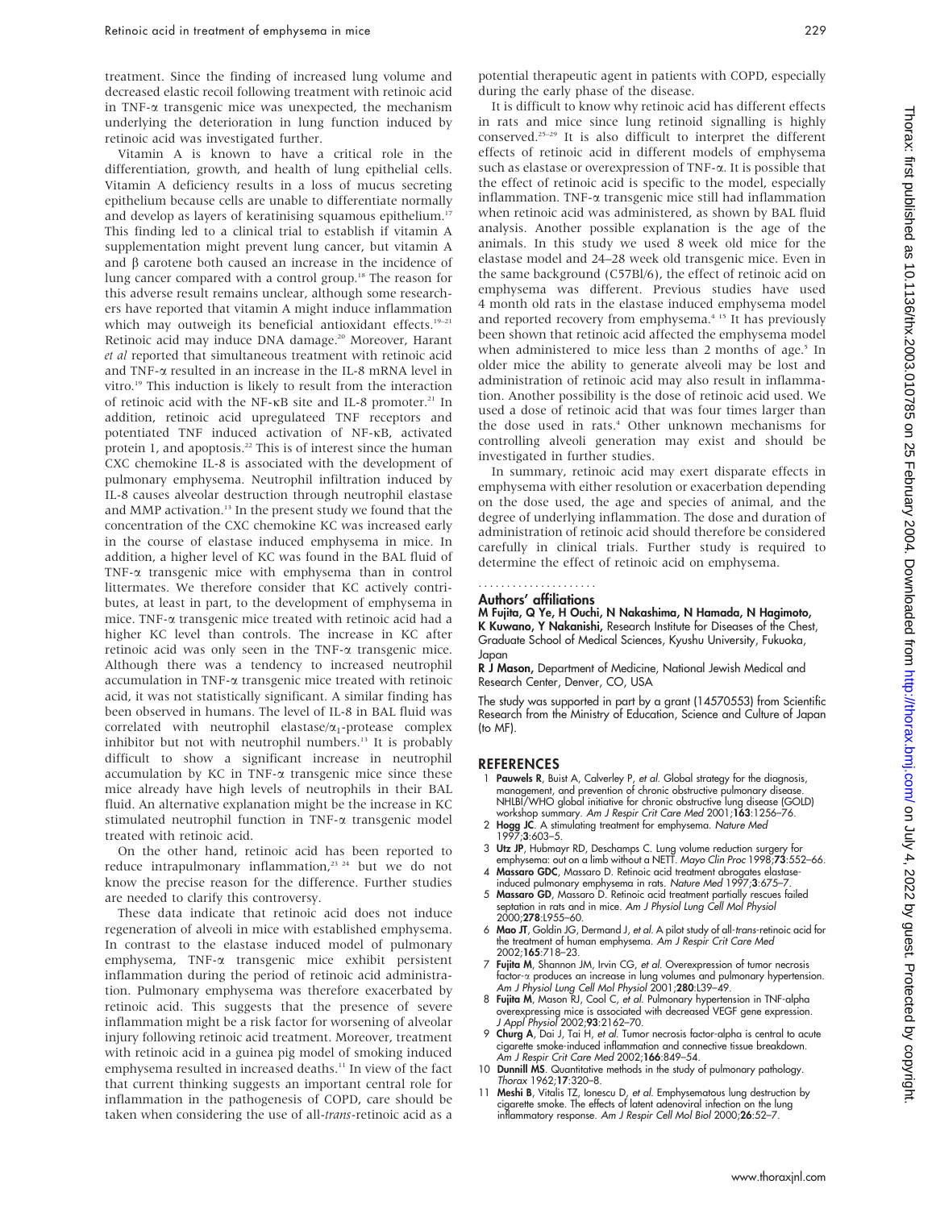treatment. Since the finding of increased lung volume and decreased elastic recoil following treatment with retinoic acid in TNF-α transgenic mice was unexpected, the mechanism underlying the deterioration in lung function induced by retinoic acid was investigated further.

Vitamin A is known to have a critical role in the differentiation, growth, and health of lung epithelial cells. Vitamin A deficiency results in a loss of mucus secreting epithelium because cells are unable to differentiate normally and develop as layers of keratinising squamous epithelium.[17] This finding led to a clinical trial to establish if vitamin A supplementation might prevent lung cancer, but vitamin A and β carotene both caused an increase in the incidence of lung cancer compared with a control group.[18] The reason for this adverse result remains unclear, although some researchers have reported that vitamin A might induce inflammation which may outweigh its beneficial antioxidant effects.[19–21] Retinoic acid may induce DNA damage.[20] Moreover, Harant *et al* reported that simultaneous treatment with retinoic acid and TNF-α resulted in an increase in the IL-8 mRNA level in vitro.[19] This induction is likely to result from the interaction of retinoic acid with the NF-κB site and IL-8 promoter.[21] In addition, retinoic acid upregulateed TNF receptors and potentiated TNF induced activation of NF-κB, activated protein 1, and apoptosis.[22] This is of interest since the human CXC chemokine IL-8 is associated with the development of pulmonary emphysema. Neutrophil infiltration induced by IL-8 causes alveolar destruction through neutrophil elastase and MMP activation.[13] In the present study we found that the concentration of the CXC chemokine KC was increased early in the course of elastase induced emphysema in mice. In addition, a higher level of KC was found in the BAL fluid of TNF-α transgenic mice with emphysema than in control littermates. We therefore consider that KC actively contributes, at least in part, to the development of emphysema in mice. TNF-α transgenic mice treated with retinoic acid had a higher KC level than controls. The increase in KC after retinoic acid was only seen in the TNF-α transgenic mice. Although there was a tendency to increased neutrophil accumulation in TNF-α transgenic mice treated with retinoic acid, it was not statistically significant. A similar finding has been observed in humans. The level of IL-8 in BAL fluid was correlated with neutrophil elastase/$\alpha_1$-protease complex inhibitor but not with neutrophil numbers.[13] It is probably difficult to show a significant increase in neutrophil accumulation by KC in TNF-α transgenic mice since these mice already have high levels of neutrophils in their BAL fluid. An alternative explanation might be the increase in KC stimulated neutrophil function in TNF-α transgenic model treated with retinoic acid.

On the other hand, retinoic acid has been reported to reduce intrapulmonary inflammation,[23 24] but we do not know the precise reason for the difference. Further studies are needed to clarify this controversy.

These data indicate that retinoic acid does not induce regeneration of alveoli in mice with established emphysema. In contrast to the elastase induced model of pulmonary emphysema, TNF-α transgenic mice exhibit persistent inflammation during the period of retinoic acid administration. Pulmonary emphysema was therefore exacerbated by retinoic acid. This suggests that the presence of severe inflammation might be a risk factor for worsening of alveolar injury following retinoic acid treatment. Moreover, treatment with retinoic acid in a guinea pig model of smoking induced emphysema resulted in increased deaths.[11] In view of the fact that current thinking suggests an important central role for inflammation in the pathogenesis of COPD, care should be taken when considering the use of all-*trans*-retinoic acid as a potential therapeutic agent in patients with COPD, especially during the early phase of the disease.

It is difficult to know why retinoic acid has different effects in rats and mice since lung retinoid signalling is highly conserved.[25–29] It is also difficult to interpret the different effects of retinoic acid in different models of emphysema such as elastase or overexpression of TNF-α. It is possible that the effect of retinoic acid is specific to the model, especially inflammation. TNF-α transgenic mice still had inflammation when retinoic acid was administered, as shown by BAL fluid analysis. Another possible explanation is the age of the animals. In this study we used 8 week old mice for the elastase model and 24–28 week old transgenic mice. Even in the same background (C57Bl/6), the effect of retinoic acid on emphysema was different. Previous studies have used 4 month old rats in the elastase induced emphysema model and reported recovery from emphysema.[4 15] It has previously been shown that retinoic acid affected the emphysema model when administered to mice less than 2 months of age.[5] In older mice the ability to generate alveoli may be lost and administration of retinoic acid may also result in inflammation. Another possibility is the dose of retinoic acid used. We used a dose of retinoic acid that was four times larger than the dose used in rats.[4] Other unknown mechanisms for controlling alveoli generation may exist and should be investigated in further studies.

In summary, retinoic acid may exert disparate effects in emphysema with either resolution or exacerbation depending on the dose used, the age and species of animal, and the degree of underlying inflammation. The dose and duration of administration of retinoic acid should therefore be considered carefully in clinical trials. Further study is required to determine the effect of retinoic acid on emphysema.

### Authors' affiliations

**M Fujita, Q Ye, H Ouchi, N Nakashima, N Hamada, N Hagimoto, K Kuwano, Y Nakanishi,** Research Institute for Diseases of the Chest, Graduate School of Medical Sciences, Kyushu University, Fukuoka, Japan

**R J Mason,** Department of Medicine, National Jewish Medical and Research Center, Denver, CO, USA

The study was supported in part by a grant (14570553) from Scientific Research from the Ministry of Education, Science and Culture of Japan (to MF).

## REFERENCES

1. **Pauwels R**, Buist A, Calverley P, *et al*. Global strategy for the diagnosis, management, and prevention of chronic obstructive pulmonary disease. NHLBI/WHO global initiative for chronic obstructive lung disease (GOLD) workshop summary. *Am J Respir Crit Care Med* 2001;**163**:1256–76.
2. **Hogg JC**. A stimulating treatment for emphysema. *Nature Med* 1997;**3**:603–5.
3. **Utz JP**, Hubmayr RD, Deschamps C. Lung volume reduction surgery for emphysema: out on a limb without a NETT. *Mayo Clin Proc* 1998;**73**:552–66.
4. **Massaro GDC**, Massaro D. Retinoic acid treatment abrogates elastase-induced pulmonary emphysema in rats. *Nature Med* 1997;**3**:675–7.
5. **Massaro GD**, Massaro D. Retinoic acid treatment partially rescues failed septation in rats and in mice. *Am J Physiol Lung Cell Mol Physiol* 2000;**278**:L955–60.
6. **Mao JT**, Goldin JG, Dermand J, *et al*. A pilot study of all-*trans*-retinoic acid for the treatment of human emphysema. *Am J Respir Crit Care Med* 2002;**165**:718–23.
7. **Fujita M**, Shannon JM, Irvin CG, *et al*. Overexpression of tumor necrosis factor-α produces an increase in lung volumes and pulmonary hypertension. *Am J Physiol Lung Cell Mol Physiol* 2001;**280**:L39–49.
8. **Fujita M**, Mason RJ, Cool C, *et al*. Pulmonary hypertension in TNF-alpha overexpressing mice is associated with decreased VEGF gene expression. *J Appl Physiol* 2002;**93**:2162–70.
9. **Churg A**, Dai J, Tai H, *et al*. Tumor necrosis factor-alpha is central to acute cigarette smoke-induced inflammation and connective tissue breakdown. *Am J Respir Crit Care Med* 2002;**166**:849–54.
10. **Dunnill MS**. Quantitative methods in the study of pulmonary pathology. *Thorax* 1962;**17**:320–8.
11. **Meshi B**, Vitalis TZ, Ionescu D, *et al*. Emphysematous lung destruction by cigarette smoke. The effects of latent adenoviral infection on the lung inflammatory response. *Am J Respir Cell Mol Biol* 2000;**26**:52–7.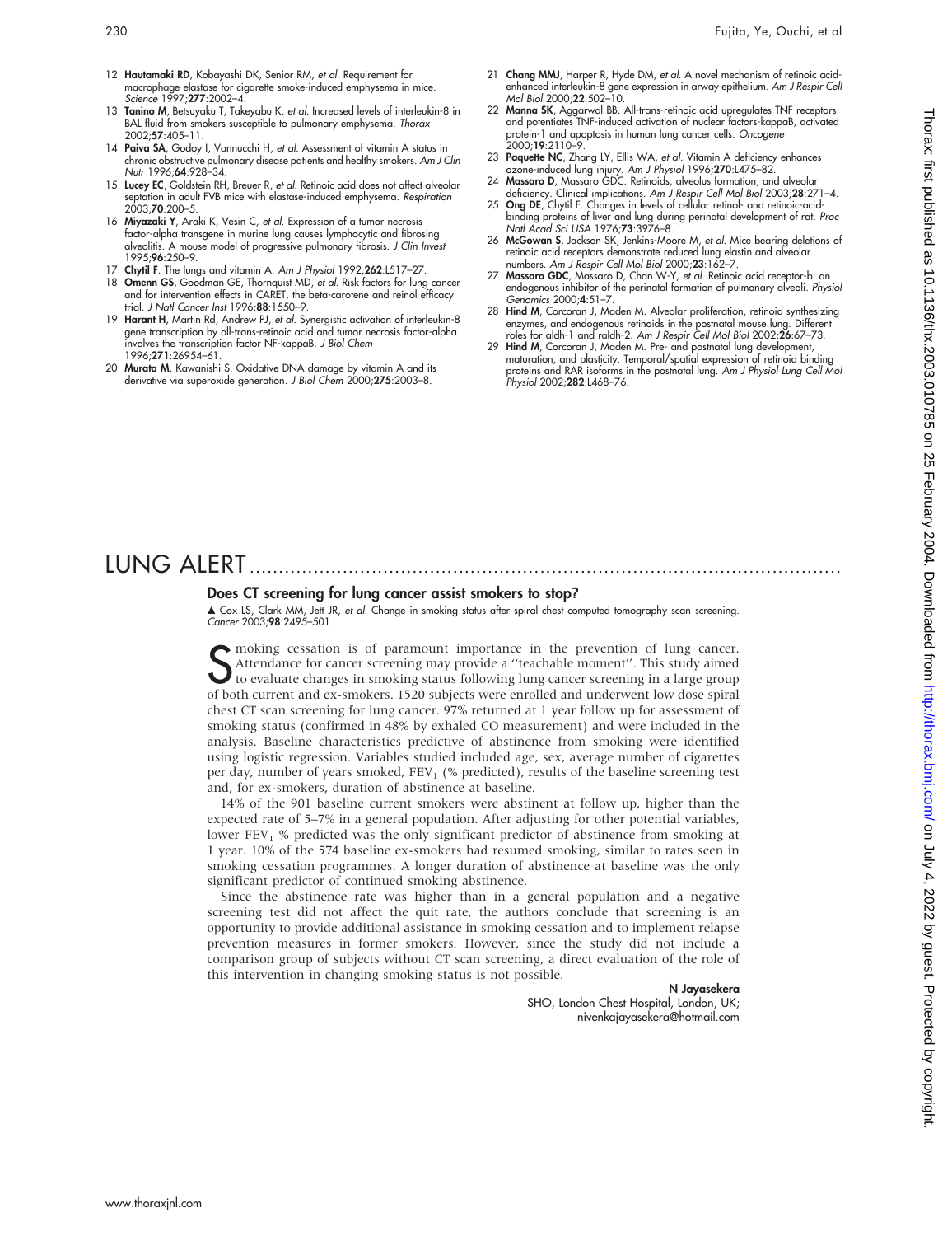12 **Hautamaki RD**, Kobayashi DK, Senior RM, *et al.* Requirement for macrophage elastase for cigarette smoke-induced emphysema in mice. *Science* 1997;**277**:2002–4.

13 **Tanino M**, Betsuyaku T, Takeyabu K, *et al.* Increased levels of interleukin-8 in BAL fluid from smokers susceptible to pulmonary emphysema. *Thorax* 2002;**57**:405–11.

14 **Paiva SA**, Godoy I, Vannucchi H, *et al.* Assessment of vitamin A status in chronic obstructive pulmonary disease patients and healthy smokers. *Am J Clin Nutr* 1996;**64**:928–34.

15 **Lucey EC**, Goldstein RH, Breuer R, *et al.* Retinoic acid does not affect alveolar septation in adult FVB mice with elastase-induced emphysema. *Respiration* 2003;**70**:200–5.

16 **Miyazaki Y**, Araki K, Vesin C, *et al.* Expression of a tumor necrosis factor-alpha transgene in murine lung causes lymphocytic and fibrosing alveolitis. A mouse model of progressive pulmonary fibrosis. *J Clin Invest* 1995;**96**:250–9.

17 **Chytil F**. The lungs and vitamin A. *Am J Physiol* 1992;**262**:L517–27.

18 **Omenn GS**, Goodman GE, Thornquist MD, *et al.* Risk factors for lung cancer and for intervention effects in CARET, the beta-carotene and reinol efficacy trial. *J Natl Cancer Inst* 1996;**88**:1550–9.

19 **Harant H**, Martin Rd, Andrew PJ, *et al.* Synergistic activation of interleukin-8 gene transcription by all-trans-retinoic acid and tumor necrosis factor-alpha involves the transcription factor NF-kappaB. *J Biol Chem* 1996;**271**:26954–61.

20 **Murata M**, Kawanishi S. Oxidative DNA damage by vitamin A and its derivative via superoxide generation. *J Biol Chem* 2000;**275**:2003–8.

21 **Chang MMJ**, Harper R, Hyde DM, *et al.* A novel mechanism of retinoic acid-enhanced interleukin-8 gene expression in arway epithelium. *Am J Respir Cell Mol Biol* 2000;**22**:502–10.

22 **Manna SK**, Aggarwal BB. All-trans-retinoic acid upregulates TNF receptors and potentiates TNF-induced activation of nuclear factors-kappaB, activated protein-1 and apoptosis in human lung cancer cells. *Oncogene* 2000;**19**:2110–9.

23 **Paquette NC**, Zhang LY, Ellis WA, *et al.* Vitamin A deficiency enhances ozone-induced lung injury. *Am J Physiol* 1996;**270**:L475–82.

24 **Massaro D**, Massaro GDC. Retinoids, alveolus formation, and alveolar deficiency. Clinical implications. *Am J Respir Cell Mol Biol* 2003;**28**:271–4.

25 **Ong DE**, Chytil F. Changes in levels of cellular retinol- and retinoic-acid-binding proteins of liver and lung during perinatal development of rat. *Proc Natl Acad Sci USA* 1976;**73**:3976–8.

26 **McGowan S**, Jackson SK, Jenkins-Moore M, *et al.* Mice bearing deletions of retinoic acid receptors demonstrate reduced lung elastin and alveolar numbers. *Am J Respir Cell Mol Biol* 2000;**23**:162–7.

27 **Massaro GDC**, Massaro D, Chan W-Y, *et al.* Retinoic acid receptor-b: an endogenous inhibitor of the perinatal formation of pulmonary alveoli. *Physiol Genomics* 2000;**4**:51–7.

28 **Hind M**, Corcoran J, Maden M. Alveolar proliferation, retinoid synthesizing enzymes, and endogenous retinoids in the postnatal mouse lung. Different roles for aldh-1 and raldh-2. *Am J Respir Cell Mol Biol* 2002;**26**:67–73.

29 **Hind M**, Corcoran J, Maden M. Pre- and postnatal lung development, maturation, and plasticity. Temporal/spatial expression of retinoid binding proteins and RAR isoforms in the postnatal lung. *Am J Physiol Lung Cell Mol Physiol* 2002;**282**:L468–76.

# LUNG ALERT

## Does CT screening for lung cancer assist smokers to stop?

▲ Cox LS, Clark MM, Jett JR, *et al.* Change in smoking status after spiral chest computed tomography scan screening. *Cancer* 2003;**98**:2495–501

Smoking cessation is of paramount importance in the prevention of lung cancer. Attendance for cancer screening may provide a ''teachable moment''. This study aimed to evaluate changes in smoking status following lung cancer screening in a large group of both current and ex-smokers. 1520 subjects were enrolled and underwent low dose spiral chest CT scan screening for lung cancer. 97% returned at 1 year follow up for assessment of smoking status (confirmed in 48% by exhaled CO measurement) and were included in the analysis. Baseline characteristics predictive of abstinence from smoking were identified using logistic regression. Variables studied included age, sex, average number of cigarettes per day, number of years smoked, $FEV_1$ (% predicted), results of the baseline screening test and, for ex-smokers, duration of abstinence at baseline.

14% of the 901 baseline current smokers were abstinent at follow up, higher than the expected rate of 5–7% in a general population. After adjusting for other potential variables, lower $FEV_1$ % predicted was the only significant predictor of abstinence from smoking at 1 year. 10% of the 574 baseline ex-smokers had resumed smoking, similar to rates seen in smoking cessation programmes. A longer duration of abstinence at baseline was the only significant predictor of continued smoking abstinence.

Since the abstinence rate was higher than in a general population and a negative screening test did not affect the quit rate, the authors conclude that screening is an opportunity to provide additional assistance in smoking cessation and to implement relapse prevention measures in former smokers. However, since the study did not include a comparison group of subjects without CT scan screening, a direct evaluation of the role of this intervention in changing smoking status is not possible.

**N Jayasekera**
SHO, London Chest Hospital, London, UK;
nivenkajayasekera@hotmail.com